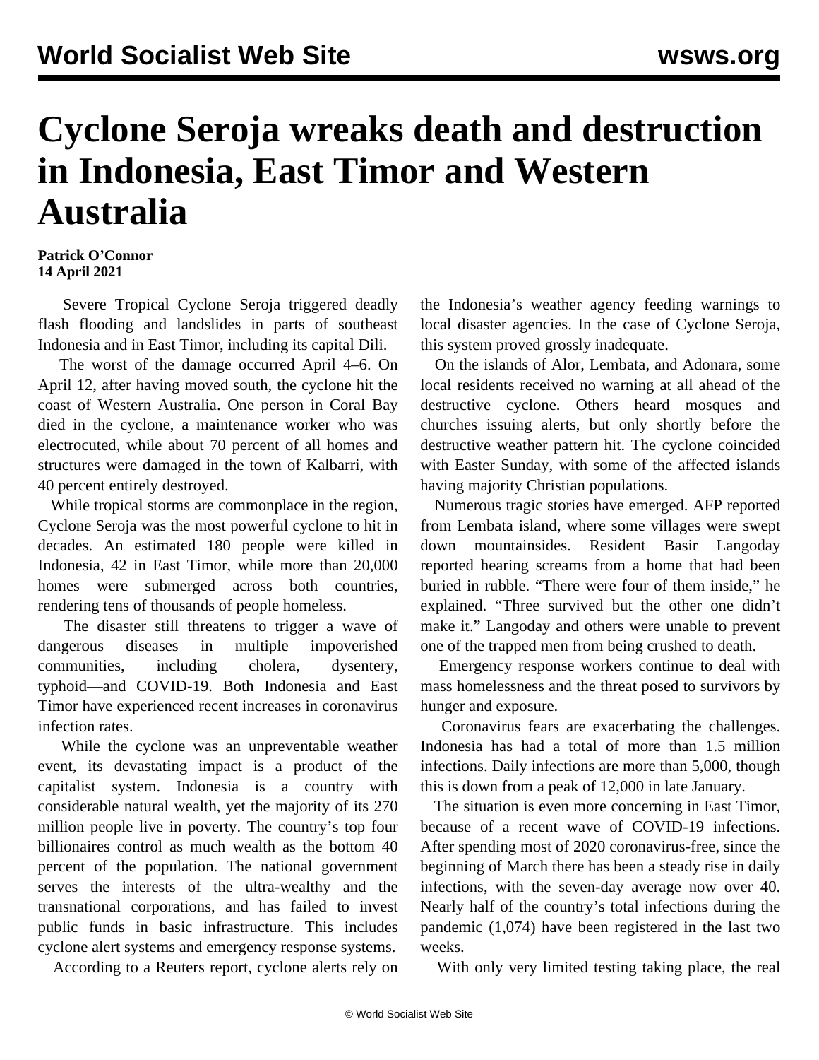# Cyclone Seroja wreaks death and destruction in Indonesia, East Timor and Western Australia

**Patrick O'Connor**
**14 April 2021**

Severe Tropical Cyclone Seroja triggered deadly flash flooding and landslides in parts of southeast Indonesia and in East Timor, including its capital Dili.

The worst of the damage occurred April 4–6. On April 12, after having moved south, the cyclone hit the coast of Western Australia. One person in Coral Bay died in the cyclone, a maintenance worker who was electrocuted, while about 70 percent of all homes and structures were damaged in the town of Kalbarri, with 40 percent entirely destroyed.

While tropical storms are commonplace in the region, Cyclone Seroja was the most powerful cyclone to hit in decades. An estimated 180 people were killed in Indonesia, 42 in East Timor, while more than 20,000 homes were submerged across both countries, rendering tens of thousands of people homeless.

The disaster still threatens to trigger a wave of dangerous diseases in multiple impoverished communities, including cholera, dysentery, typhoid—and COVID-19. Both Indonesia and East Timor have experienced recent increases in coronavirus infection rates.

While the cyclone was an unpreventable weather event, its devastating impact is a product of the capitalist system. Indonesia is a country with considerable natural wealth, yet the majority of its 270 million people live in poverty. The country's top four billionaires control as much wealth as the bottom 40 percent of the population. The national government serves the interests of the ultra-wealthy and the transnational corporations, and has failed to invest public funds in basic infrastructure. This includes cyclone alert systems and emergency response systems.

According to a Reuters report, cyclone alerts rely on the Indonesia's weather agency feeding warnings to local disaster agencies. In the case of Cyclone Seroja, this system proved grossly inadequate.

On the islands of Alor, Lembata, and Adonara, some local residents received no warning at all ahead of the destructive cyclone. Others heard mosques and churches issuing alerts, but only shortly before the destructive weather pattern hit. The cyclone coincided with Easter Sunday, with some of the affected islands having majority Christian populations.

Numerous tragic stories have emerged. AFP reported from Lembata island, where some villages were swept down mountainsides. Resident Basir Langoday reported hearing screams from a home that had been buried in rubble. "There were four of them inside," he explained. "Three survived but the other one didn't make it." Langoday and others were unable to prevent one of the trapped men from being crushed to death.

Emergency response workers continue to deal with mass homelessness and the threat posed to survivors by hunger and exposure.

Coronavirus fears are exacerbating the challenges. Indonesia has had a total of more than 1.5 million infections. Daily infections are more than 5,000, though this is down from a peak of 12,000 in late January.

The situation is even more concerning in East Timor, because of a recent wave of COVID-19 infections. After spending most of 2020 coronavirus-free, since the beginning of March there has been a steady rise in daily infections, with the seven-day average now over 40. Nearly half of the country's total infections during the pandemic (1,074) have been registered in the last two weeks.

With only very limited testing taking place, the real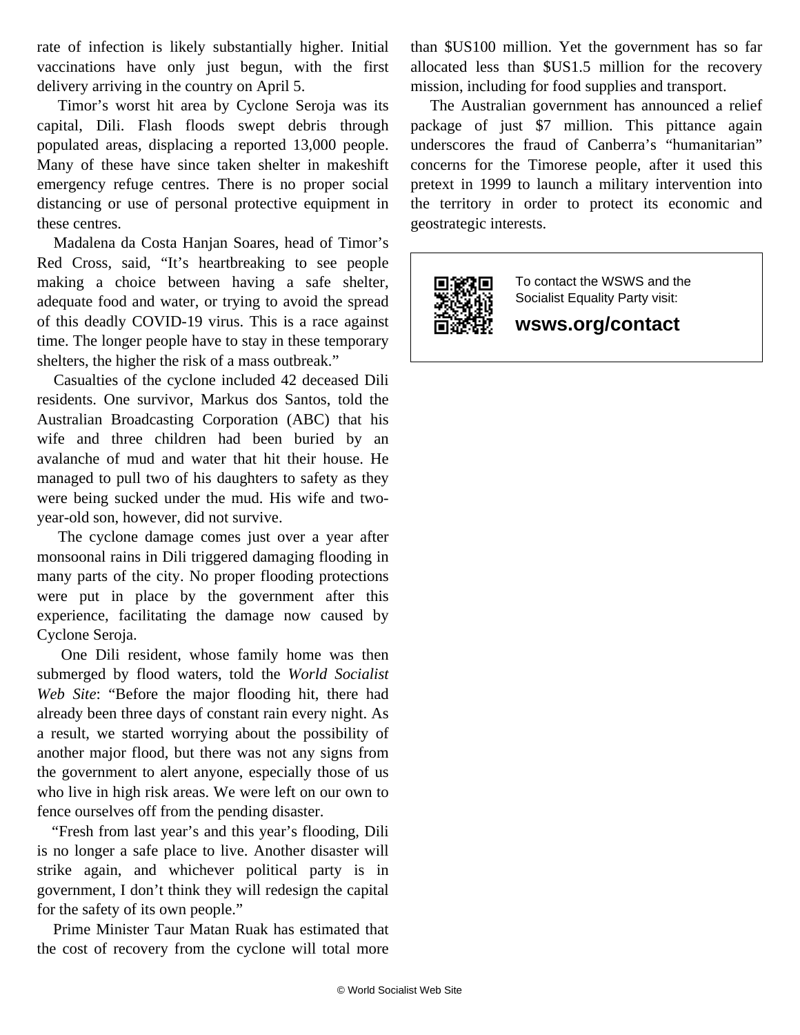rate of infection is likely substantially higher. Initial vaccinations have only just begun, with the first delivery arriving in the country on April 5.

Timor's worst hit area by Cyclone Seroja was its capital, Dili. Flash floods swept debris through populated areas, displacing a reported 13,000 people. Many of these have since taken shelter in makeshift emergency refuge centres. There is no proper social distancing or use of personal protective equipment in these centres.

Madalena da Costa Hanjan Soares, head of Timor's Red Cross, said, "It's heartbreaking to see people making a choice between having a safe shelter, adequate food and water, or trying to avoid the spread of this deadly COVID-19 virus. This is a race against time. The longer people have to stay in these temporary shelters, the higher the risk of a mass outbreak."

Casualties of the cyclone included 42 deceased Dili residents. One survivor, Markus dos Santos, told the Australian Broadcasting Corporation (ABC) that his wife and three children had been buried by an avalanche of mud and water that hit their house. He managed to pull two of his daughters to safety as they were being sucked under the mud. His wife and two-year-old son, however, did not survive.

The cyclone damage comes just over a year after monsoonal rains in Dili triggered damaging flooding in many parts of the city. No proper flooding protections were put in place by the government after this experience, facilitating the damage now caused by Cyclone Seroja.

One Dili resident, whose family home was then submerged by flood waters, told the *World Socialist Web Site*: "Before the major flooding hit, there had already been three days of constant rain every night. As a result, we started worrying about the possibility of another major flood, but there was not any signs from the government to alert anyone, especially those of us who live in high risk areas. We were left on our own to fence ourselves off from the pending disaster.

"Fresh from last year's and this year's flooding, Dili is no longer a safe place to live. Another disaster will strike again, and whichever political party is in government, I don't think they will redesign the capital for the safety of its own people."

Prime Minister Taur Matan Ruak has estimated that the cost of recovery from the cyclone will total more than $US100 million. Yet the government has so far allocated less than $US1.5 million for the recovery mission, including for food supplies and transport.

The Australian government has announced a relief package of just $7 million. This pittance again underscores the fraud of Canberra's "humanitarian" concerns for the Timorese people, after it used this pretext in 1999 to launch a military intervention into the territory in order to protect its economic and geostrategic interests.

To contact the WSWS and the Socialist Equality Party visit:

**wsws.org/contact**